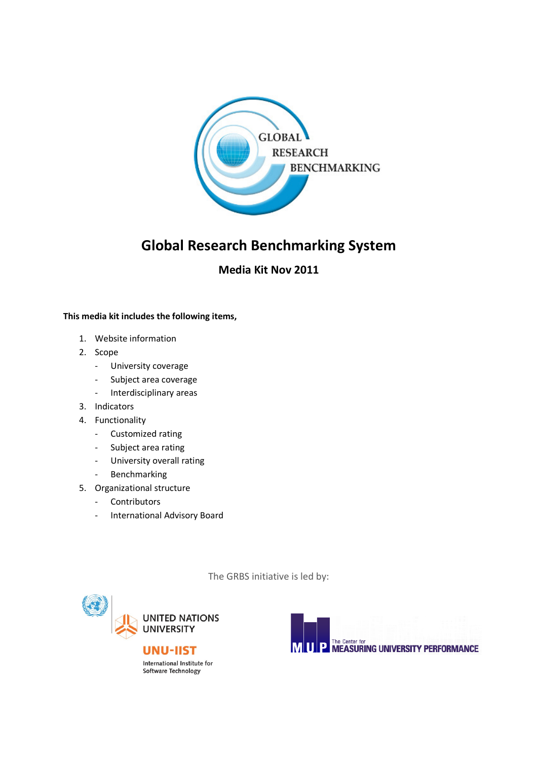# Global Research Benchmarking System

## Media Kit Nov 2011

**This media kit includes the following items,**

1. Website information
2. Scope
   - University coverage
   - Subject area coverage
   - Interdisciplinary areas
3. Indicators
4. Functionality
   - Customized rating
   - Subject area rating
   - University overall rating
   - Benchmarking
5. Organizational structure
   - Contributors
   - International Advisory Board

The GRBS initiative is led by:

UNITED NATIONS UNIVERSITY
UNU-IIST
International Institute for Software Technology

The Center for MEASURING UNIVERSITY PERFORMANCE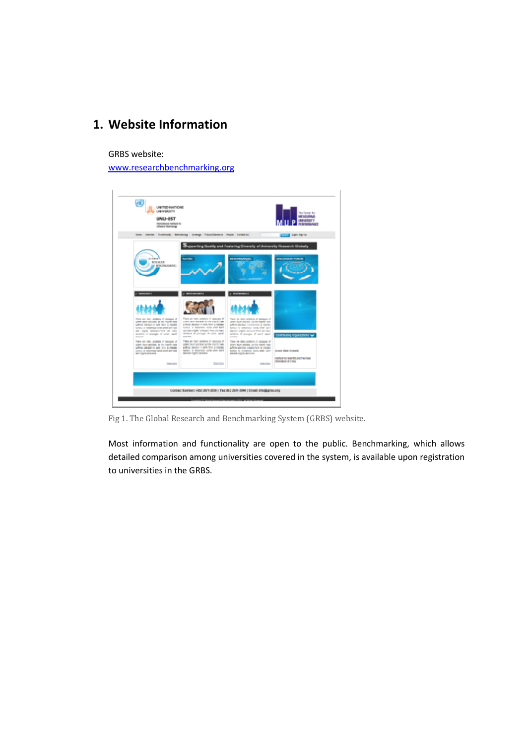## 1. Website Information

GRBS website:
[www.researchbenchmarking.org](http://www.researchbenchmarking.org)

Fig 1. The Global Research and Benchmarking System (GRBS) website.

Most information and functionality are open to the public. Benchmarking, which allows detailed comparison among universities covered in the system, is available upon registration to universities in the GRBS.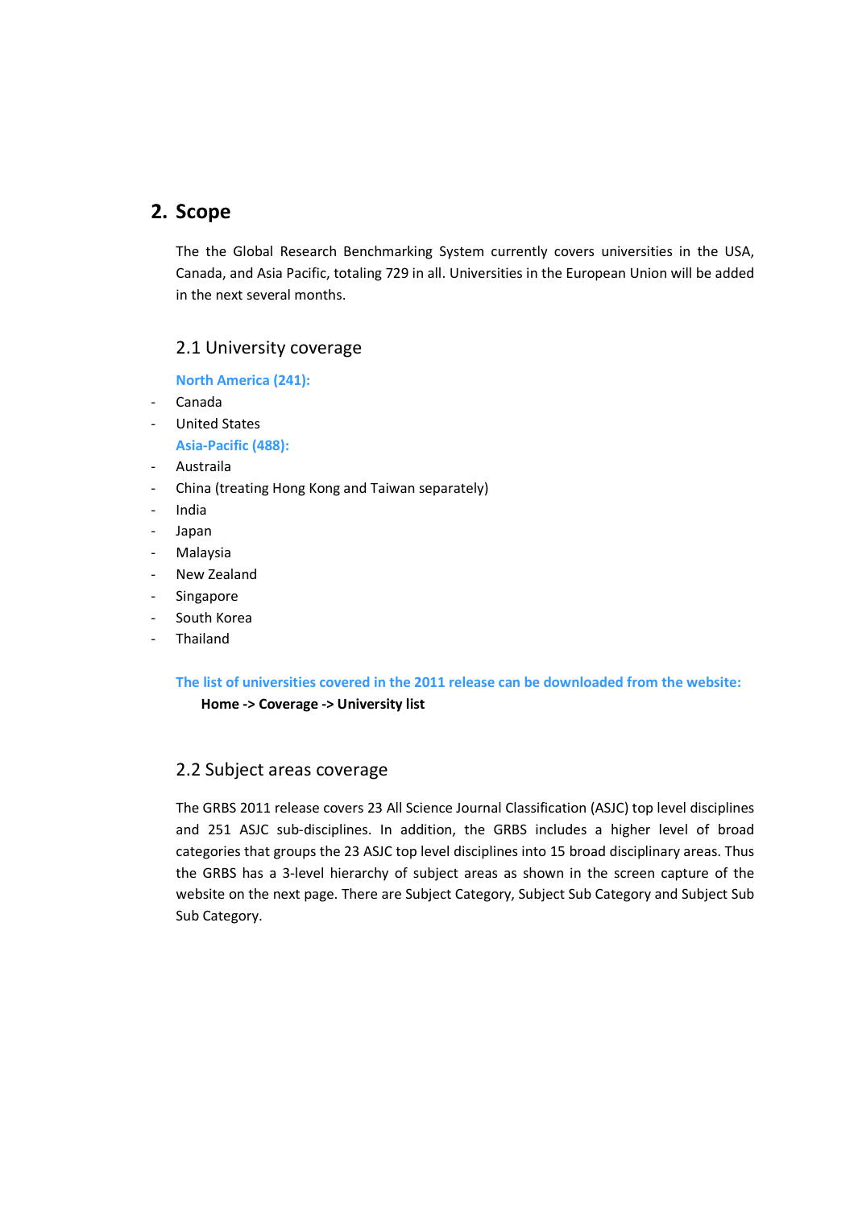## 2. Scope

The the Global Research Benchmarking System currently covers universities in the USA, Canada, and Asia Pacific, totaling 729 in all. Universities in the European Union will be added in the next several months.

### 2.1 University coverage

**North America (241):**

- Canada
- United States

**Asia-Pacific (488):**

- Austraila
- China (treating Hong Kong and Taiwan separately)
- India
- Japan
- Malaysia
- New Zealand
- Singapore
- South Korea
- Thailand

**The list of universities covered in the 2011 release can be downloaded from the website:**

**Home -> Coverage -> University list**

### 2.2 Subject areas coverage

The GRBS 2011 release covers 23 All Science Journal Classification (ASJC) top level disciplines and 251 ASJC sub-disciplines. In addition, the GRBS includes a higher level of broad categories that groups the 23 ASJC top level disciplines into 15 broad disciplinary areas. Thus the GRBS has a 3-level hierarchy of subject areas as shown in the screen capture of the website on the next page. There are Subject Category, Subject Sub Category and Subject Sub Sub Category.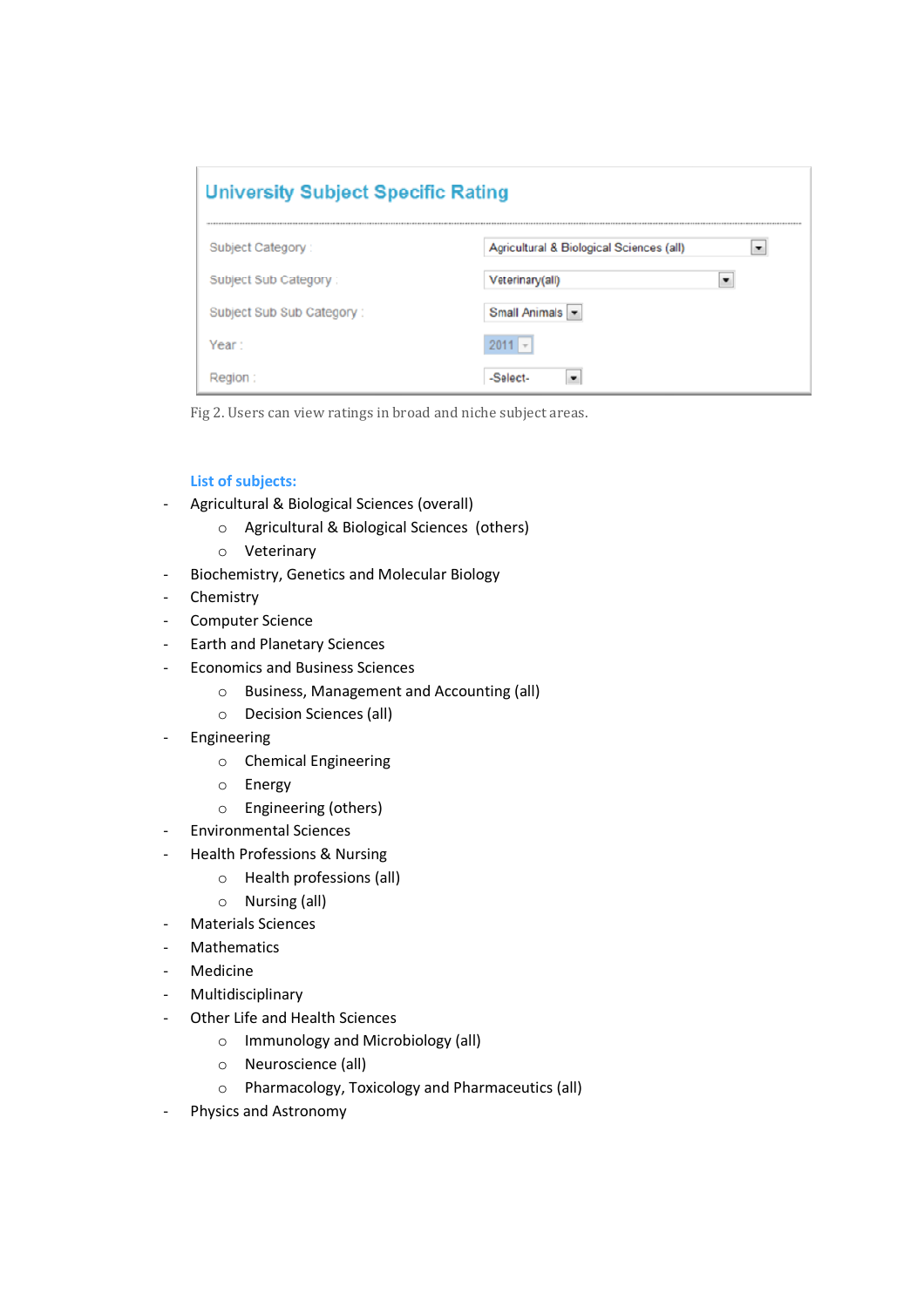**University Subject Specific Rating**

| | |
|---|---|
| Subject Category : | Agricultural & Biological Sciences (all) |
| Subject Sub Category : | Veterinary(all) |
| Subject Sub Sub Category : | Small Animals |
| Year : | 2011 |
| Region : | -Select- |

Fig 2. Users can view ratings in broad and niche subject areas.

**List of subjects:**

- Agricultural & Biological Sciences (overall)
  - Agricultural & Biological Sciences (others)
  - Veterinary
- Biochemistry, Genetics and Molecular Biology
- Chemistry
- Computer Science
- Earth and Planetary Sciences
- Economics and Business Sciences
  - Business, Management and Accounting (all)
  - Decision Sciences (all)
- Engineering
  - Chemical Engineering
  - Energy
  - Engineering (others)
- Environmental Sciences
- Health Professions & Nursing
  - Health professions (all)
  - Nursing (all)
- Materials Sciences
- Mathematics
- Medicine
- Multidisciplinary
- Other Life and Health Sciences
  - Immunology and Microbiology (all)
  - Neuroscience (all)
  - Pharmacology, Toxicology and Pharmaceutics (all)
- Physics and Astronomy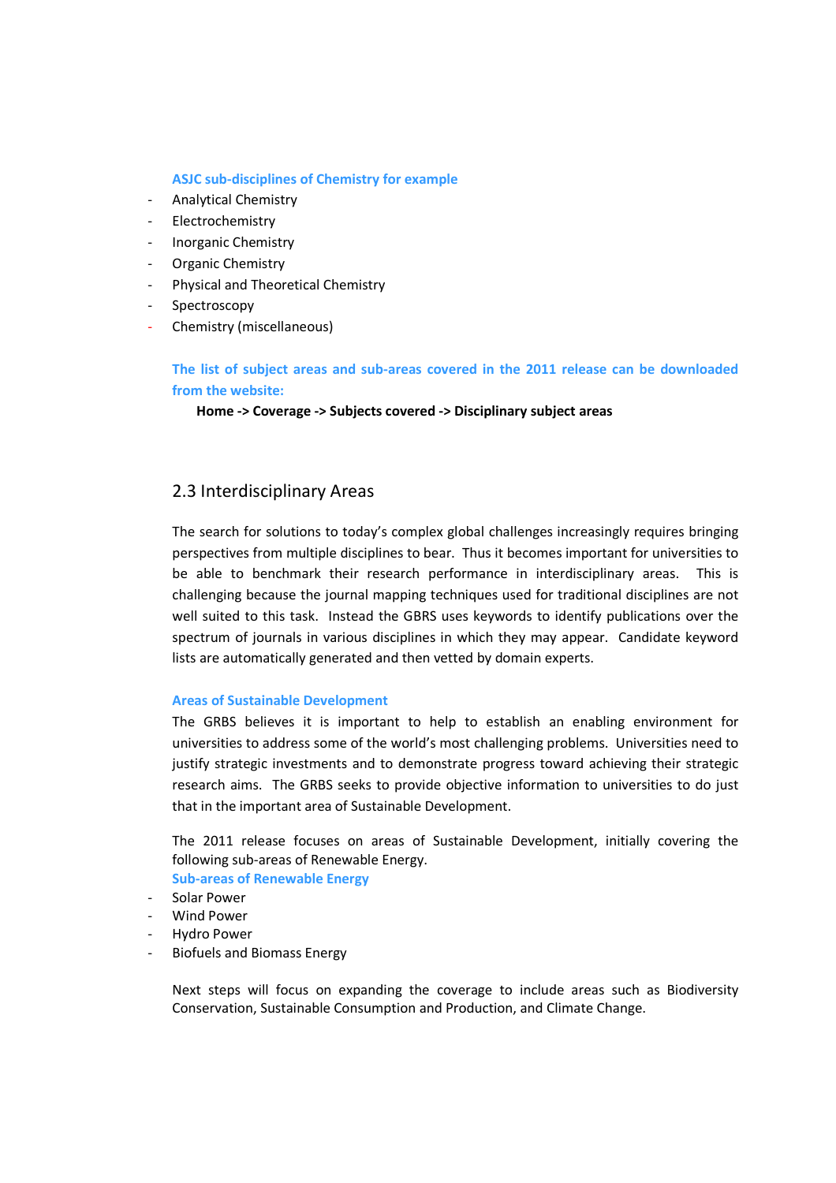**ASJC sub-disciplines of Chemistry for example**

- Analytical Chemistry
- Electrochemistry
- Inorganic Chemistry
- Organic Chemistry
- Physical and Theoretical Chemistry
- Spectroscopy
- Chemistry (miscellaneous)

**The list of subject areas and sub-areas covered in the 2011 release can be downloaded from the website:**

**Home -> Coverage -> Subjects covered -> Disciplinary subject areas**

## 2.3 Interdisciplinary Areas

The search for solutions to today's complex global challenges increasingly requires bringing perspectives from multiple disciplines to bear. Thus it becomes important for universities to be able to benchmark their research performance in interdisciplinary areas. This is challenging because the journal mapping techniques used for traditional disciplines are not well suited to this task. Instead the GBRS uses keywords to identify publications over the spectrum of journals in various disciplines in which they may appear. Candidate keyword lists are automatically generated and then vetted by domain experts.

**Areas of Sustainable Development**

The GRBS believes it is important to help to establish an enabling environment for universities to address some of the world's most challenging problems. Universities need to justify strategic investments and to demonstrate progress toward achieving their strategic research aims. The GRBS seeks to provide objective information to universities to do just that in the important area of Sustainable Development.

The 2011 release focuses on areas of Sustainable Development, initially covering the following sub-areas of Renewable Energy.

**Sub-areas of Renewable Energy**

- Solar Power
- Wind Power
- Hydro Power
- Biofuels and Biomass Energy

Next steps will focus on expanding the coverage to include areas such as Biodiversity Conservation, Sustainable Consumption and Production, and Climate Change.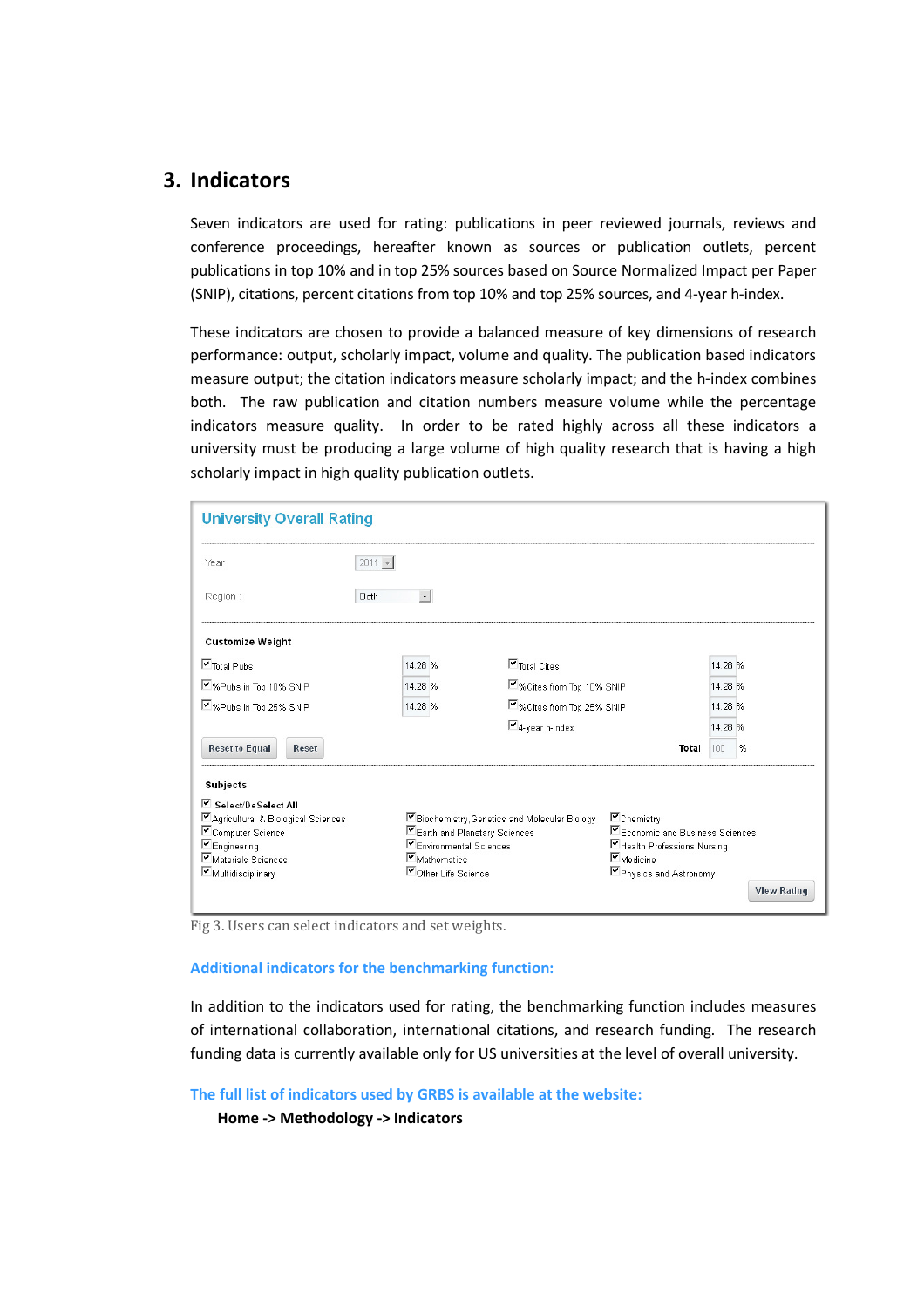## 3. Indicators

Seven indicators are used for rating: publications in peer reviewed journals, reviews and conference proceedings, hereafter known as sources or publication outlets, percent publications in top 10% and in top 25% sources based on Source Normalized Impact per Paper (SNIP), citations, percent citations from top 10% and top 25% sources, and 4-year h-index.

These indicators are chosen to provide a balanced measure of key dimensions of research performance: output, scholarly impact, volume and quality. The publication based indicators measure output; the citation indicators measure scholarly impact; and the h-index combines both. The raw publication and citation numbers measure volume while the percentage indicators measure quality. In order to be rated highly across all these indicators a university must be producing a large volume of high quality research that is having a high scholarly impact in high quality publication outlets.

**University Overall Rating**

Year : 2011

Region : Both

**Customize Weight**

| Indicator | Weight | Indicator | Weight |
|---|---|---|---|
| Total Pubs | 14.28 % | Total Cites | 14.28 % |
| %Pubs in Top 10% SNIP | 14.28 % | %Cites from Top 10% SNIP | 14.28 % |
| %Pubs in Top 25% SNIP | 14.28 % | %Cites from Top 25% SNIP | 14.28 % |
| | | 4-year h-index | 14.28 % |
| | | Total | 100 % |

Reset to Equal · Reset

**Subjects**

- Select/DeSelect All
- Agricultural & Biological Sciences
- Computer Science
- Engineering
- Materials Sciences
- Multidisciplinary
- Biochemistry, Genetics and Molecular Biology
- Earth and Planetary Sciences
- Environmental Sciences
- Mathematics
- Other Life Science
- Chemistry
- Economic and Business Sciences
- Health Professions Nursing
- Medicine
- Physics and Astronomy

View Rating

Fig 3. Users can select indicators and set weights.

### Additional indicators for the benchmarking function:

In addition to the indicators used for rating, the benchmarking function includes measures of international collaboration, international citations, and research funding. The research funding data is currently available only for US universities at the level of overall university.

### The full list of indicators used by GRBS is available at the website:

**Home -> Methodology -> Indicators**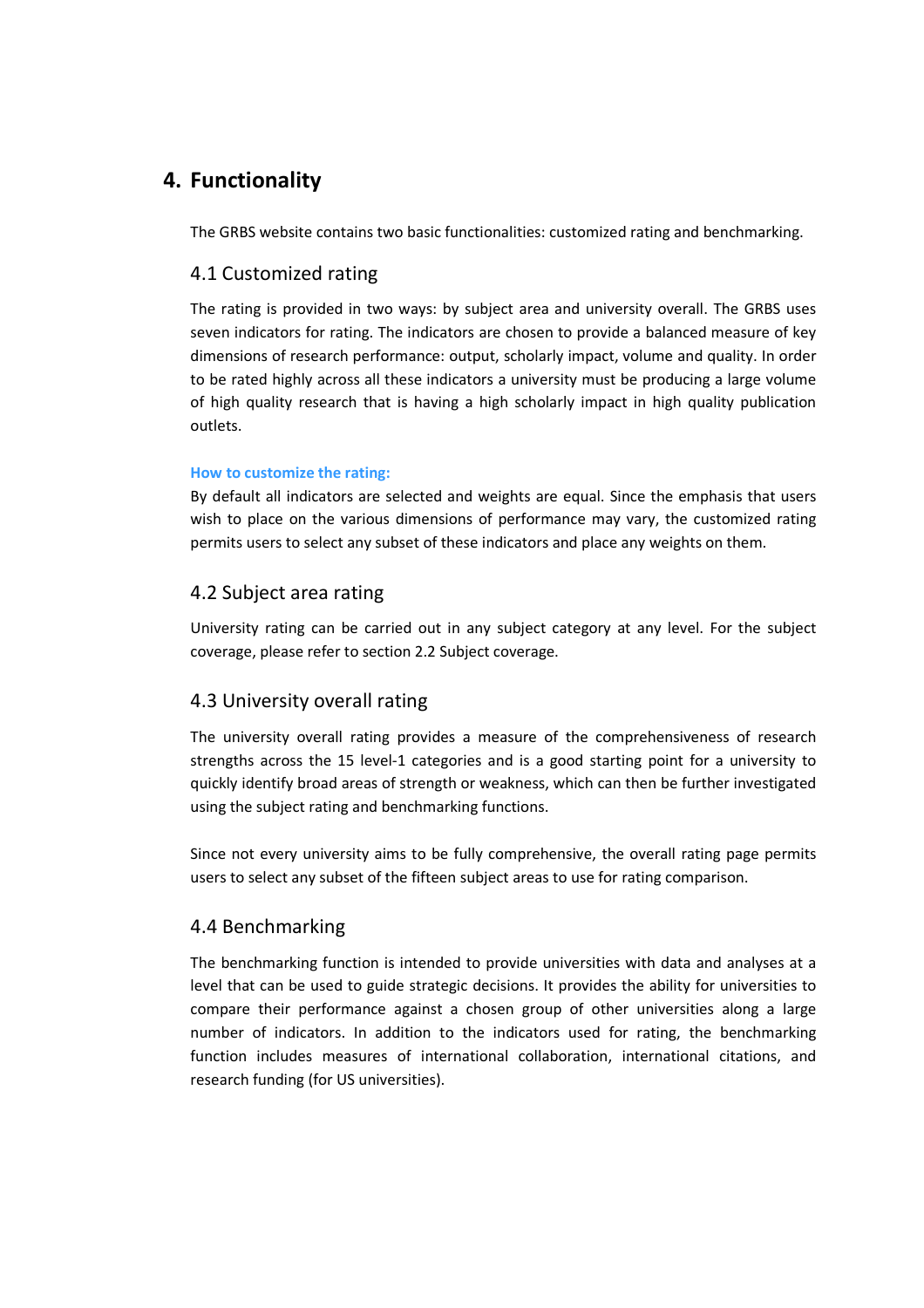# 4. Functionality

The GRBS website contains two basic functionalities: customized rating and benchmarking.

## 4.1 Customized rating

The rating is provided in two ways: by subject area and university overall. The GRBS uses seven indicators for rating. The indicators are chosen to provide a balanced measure of key dimensions of research performance: output, scholarly impact, volume and quality. In order to be rated highly across all these indicators a university must be producing a large volume of high quality research that is having a high scholarly impact in high quality publication outlets.

**How to customize the rating:**

By default all indicators are selected and weights are equal. Since the emphasis that users wish to place on the various dimensions of performance may vary, the customized rating permits users to select any subset of these indicators and place any weights on them.

## 4.2 Subject area rating

University rating can be carried out in any subject category at any level. For the subject coverage, please refer to section 2.2 Subject coverage.

## 4.3 University overall rating

The university overall rating provides a measure of the comprehensiveness of research strengths across the 15 level-1 categories and is a good starting point for a university to quickly identify broad areas of strength or weakness, which can then be further investigated using the subject rating and benchmarking functions.

Since not every university aims to be fully comprehensive, the overall rating page permits users to select any subset of the fifteen subject areas to use for rating comparison.

## 4.4 Benchmarking

The benchmarking function is intended to provide universities with data and analyses at a level that can be used to guide strategic decisions. It provides the ability for universities to compare their performance against a chosen group of other universities along a large number of indicators. In addition to the indicators used for rating, the benchmarking function includes measures of international collaboration, international citations, and research funding (for US universities).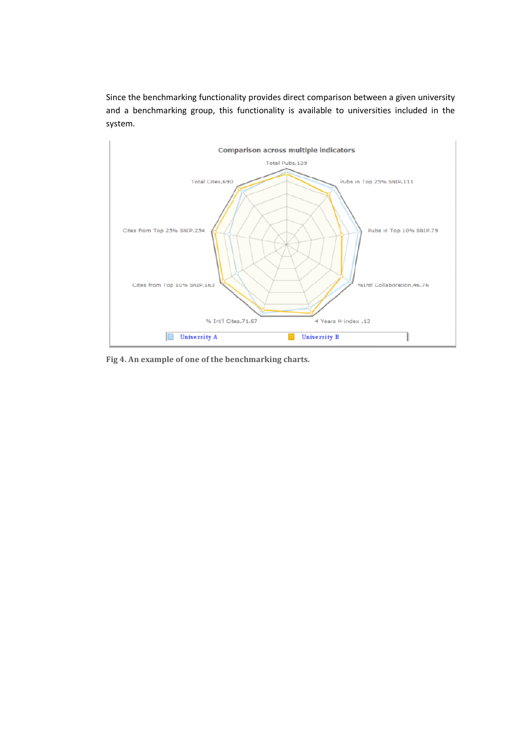Since the benchmarking functionality provides direct comparison between a given university and a benchmarking group, this functionality is available to universities included in the system.

**Fig 4. An example of one of the benchmarking charts.**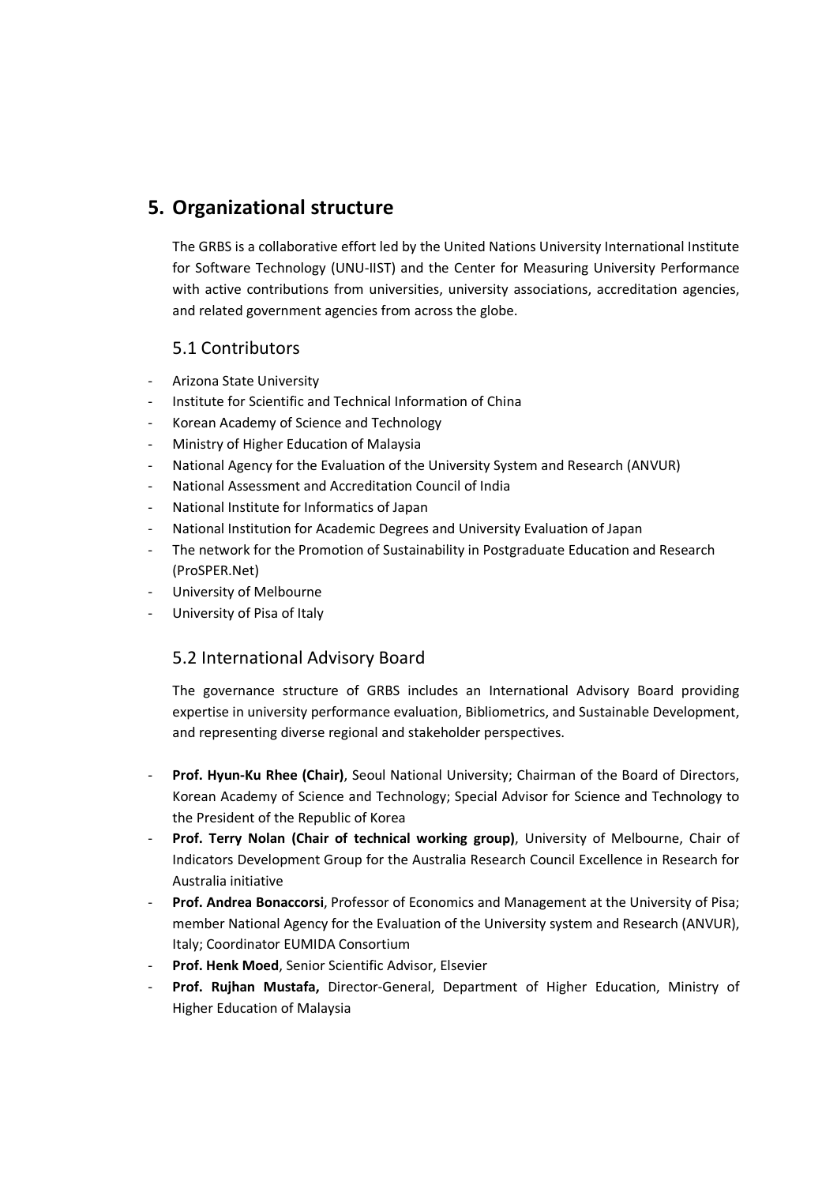## 5. Organizational structure

The GRBS is a collaborative effort led by the United Nations University International Institute for Software Technology (UNU-IIST) and the Center for Measuring University Performance with active contributions from universities, university associations, accreditation agencies, and related government agencies from across the globe.

### 5.1 Contributors

- Arizona State University
- Institute for Scientific and Technical Information of China
- Korean Academy of Science and Technology
- Ministry of Higher Education of Malaysia
- National Agency for the Evaluation of the University System and Research (ANVUR)
- National Assessment and Accreditation Council of India
- National Institute for Informatics of Japan
- National Institution for Academic Degrees and University Evaluation of Japan
- The network for the Promotion of Sustainability in Postgraduate Education and Research (ProSPER.Net)
- University of Melbourne
- University of Pisa of Italy

### 5.2 International Advisory Board

The governance structure of GRBS includes an International Advisory Board providing expertise in university performance evaluation, Bibliometrics, and Sustainable Development, and representing diverse regional and stakeholder perspectives.

- **Prof. Hyun-Ku Rhee (Chair)**, Seoul National University; Chairman of the Board of Directors, Korean Academy of Science and Technology; Special Advisor for Science and Technology to the President of the Republic of Korea
- **Prof. Terry Nolan (Chair of technical working group)**, University of Melbourne, Chair of Indicators Development Group for the Australia Research Council Excellence in Research for Australia initiative
- **Prof. Andrea Bonaccorsi**, Professor of Economics and Management at the University of Pisa; member National Agency for the Evaluation of the University system and Research (ANVUR), Italy; Coordinator EUMIDA Consortium
- **Prof. Henk Moed**, Senior Scientific Advisor, Elsevier
- **Prof. Rujhan Mustafa,** Director-General, Department of Higher Education, Ministry of Higher Education of Malaysia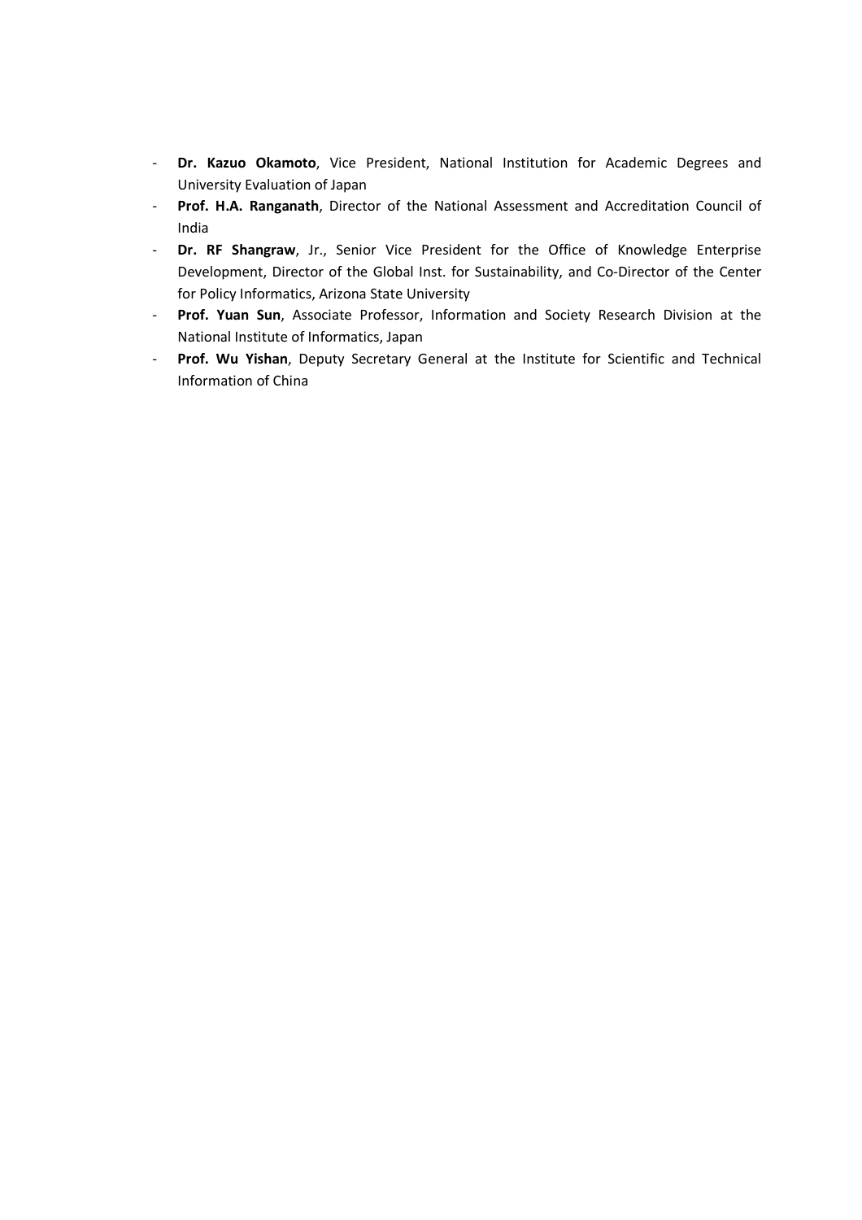- **Dr. Kazuo Okamoto**, Vice President, National Institution for Academic Degrees and University Evaluation of Japan
- **Prof. H.A. Ranganath**, Director of the National Assessment and Accreditation Council of India
- **Dr. RF Shangraw**, Jr., Senior Vice President for the Office of Knowledge Enterprise Development, Director of the Global Inst. for Sustainability, and Co-Director of the Center for Policy Informatics, Arizona State University
- **Prof. Yuan Sun**, Associate Professor, Information and Society Research Division at the National Institute of Informatics, Japan
- **Prof. Wu Yishan**, Deputy Secretary General at the Institute for Scientific and Technical Information of China